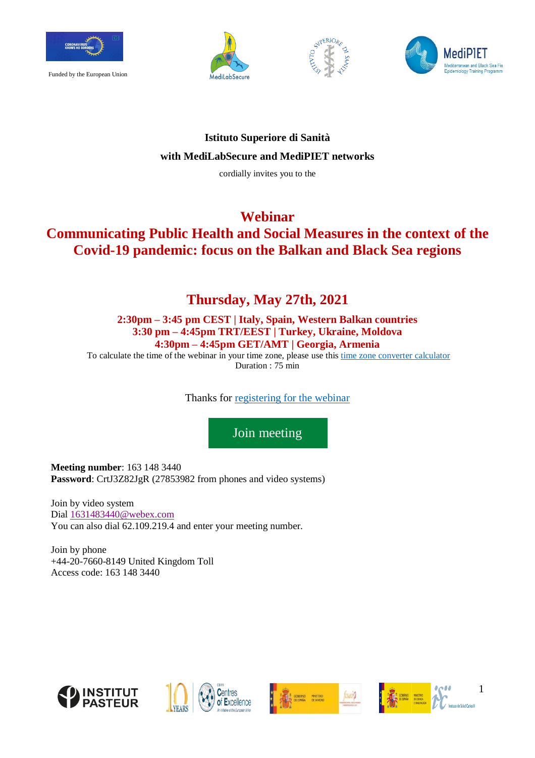Funded by the European Union

**Istituto Superiore di Sanità**

**with MediLabSecure and MediPIET networks**

cordially invites you to the

# Webinar

# Communicating Public Health and Social Measures in the context of the Covid-19 pandemic: focus on the Balkan and Black Sea regions

## Thursday, May 27th, 2021

**2:30pm – 3:45 pm CEST | Italy, Spain, Western Balkan countries**
**3:30 pm – 4:45pm TRT/EEST | Turkey, Ukraine, Moldova**
**4:30pm – 4:45pm GET/AMT | Georgia, Armenia**

To calculate the time of the webinar in your time zone, please use this time zone converter calculator
Duration : 75 min

Thanks for registering for the webinar

Join meeting

**Meeting number**: 163 148 3440
**Password**: CrtJ3Z82JgR (27853982 from phones and video systems)

Join by video system
Dial 1631483440@webex.com
You can also dial 62.109.219.4 and enter your meeting number.

Join by phone
+44-20-7660-8149 United Kingdom Toll
Access code: 163 148 3440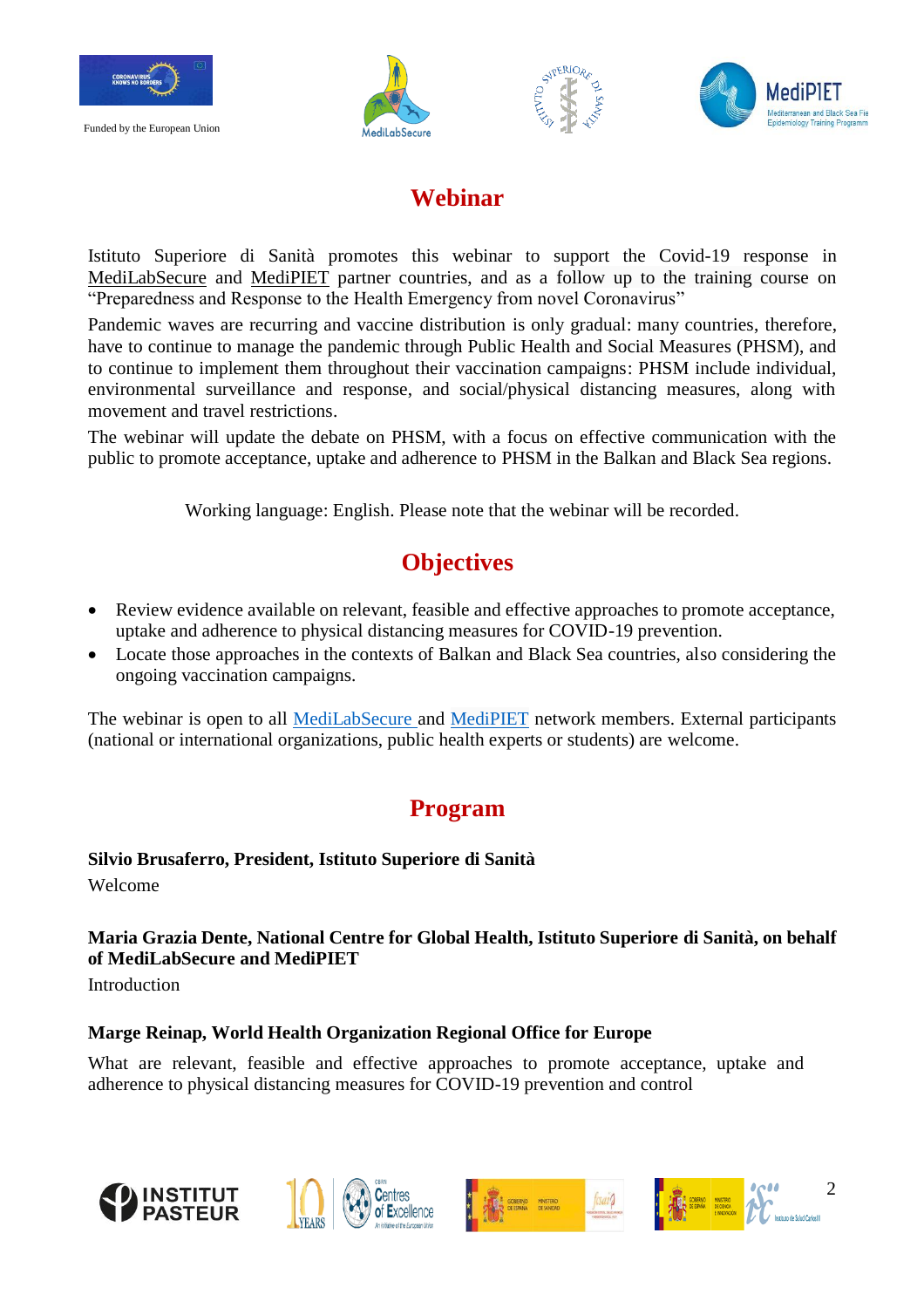Funded by the European Union

# Webinar

Istituto Superiore di Sanità promotes this webinar to support the Covid-19 response in MediLabSecure and MediPIET partner countries, and as a follow up to the training course on "Preparedness and Response to the Health Emergency from novel Coronavirus"

Pandemic waves are recurring and vaccine distribution is only gradual: many countries, therefore, have to continue to manage the pandemic through Public Health and Social Measures (PHSM), and to continue to implement them throughout their vaccination campaigns: PHSM include individual, environmental surveillance and response, and social/physical distancing measures, along with movement and travel restrictions.

The webinar will update the debate on PHSM, with a focus on effective communication with the public to promote acceptance, uptake and adherence to PHSM in the Balkan and Black Sea regions.

Working language: English. Please note that the webinar will be recorded.

# Objectives

- Review evidence available on relevant, feasible and effective approaches to promote acceptance, uptake and adherence to physical distancing measures for COVID-19 prevention.
- Locate those approaches in the contexts of Balkan and Black Sea countries, also considering the ongoing vaccination campaigns.

The webinar is open to all MediLabSecure and MediPIET network members. External participants (national or international organizations, public health experts or students) are welcome.

# Program

**Silvio Brusaferro, President, Istituto Superiore di Sanità**

Welcome

**Maria Grazia Dente, National Centre for Global Health, Istituto Superiore di Sanità, on behalf of MediLabSecure and MediPIET**

Introduction

**Marge Reinap, World Health Organization Regional Office for Europe**

What are relevant, feasible and effective approaches to promote acceptance, uptake and adherence to physical distancing measures for COVID-19 prevention and control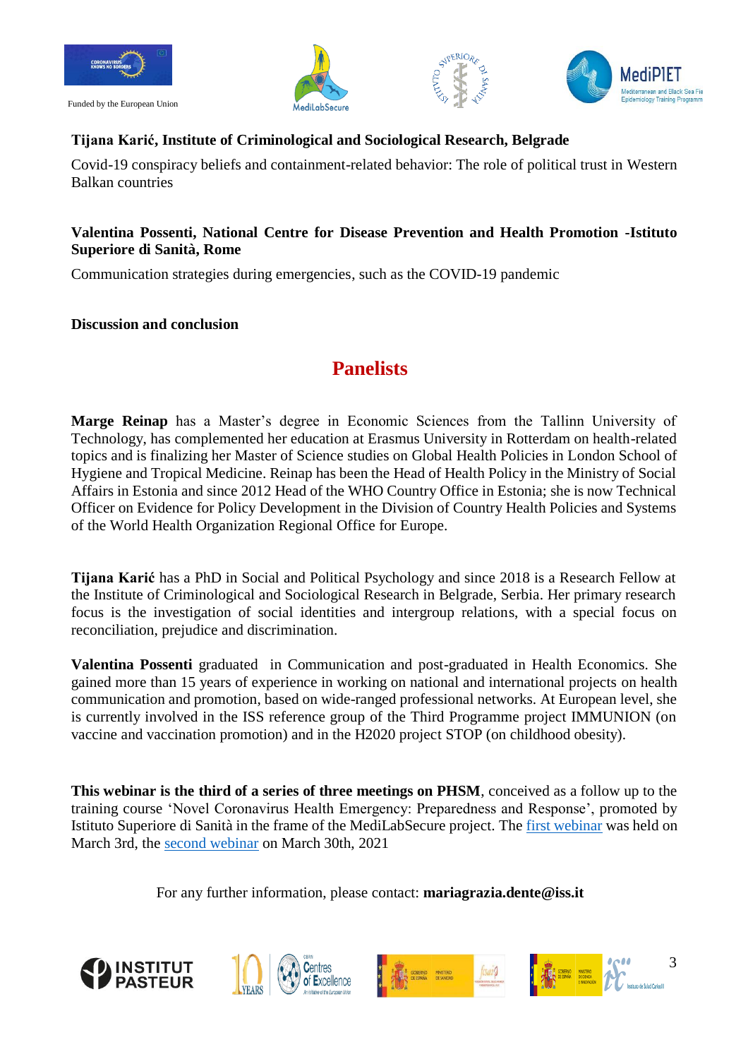**Tijana Karić, Institute of Criminological and Sociological Research, Belgrade**

Covid-19 conspiracy beliefs and containment-related behavior: The role of political trust in Western Balkan countries

**Valentina Possenti, National Centre for Disease Prevention and Health Promotion -Istituto Superiore di Sanità, Rome**

Communication strategies during emergencies, such as the COVID-19 pandemic

**Discussion and conclusion**

## Panelists

**Marge Reinap** has a Master's degree in Economic Sciences from the Tallinn University of Technology, has complemented her education at Erasmus University in Rotterdam on health-related topics and is finalizing her Master of Science studies on Global Health Policies in London School of Hygiene and Tropical Medicine. Reinap has been the Head of Health Policy in the Ministry of Social Affairs in Estonia and since 2012 Head of the WHO Country Office in Estonia; she is now Technical Officer on Evidence for Policy Development in the Division of Country Health Policies and Systems of the World Health Organization Regional Office for Europe.

**Tijana Karić** has a PhD in Social and Political Psychology and since 2018 is a Research Fellow at the Institute of Criminological and Sociological Research in Belgrade, Serbia. Her primary research focus is the investigation of social identities and intergroup relations, with a special focus on reconciliation, prejudice and discrimination.

**Valentina Possenti** graduated in Communication and post-graduated in Health Economics. She gained more than 15 years of experience in working on national and international projects on health communication and promotion, based on wide-ranged professional networks. At European level, she is currently involved in the ISS reference group of the Third Programme project IMMUNION (on vaccine and vaccination promotion) and in the H2020 project STOP (on childhood obesity).

**This webinar is the third of a series of three meetings on PHSM**, conceived as a follow up to the training course 'Novel Coronavirus Health Emergency: Preparedness and Response', promoted by Istituto Superiore di Sanità in the frame of the MediLabSecure project. The first webinar was held on March 3rd, the second webinar on March 30th, 2021

For any further information, please contact: **mariagrazia.dente@iss.it**